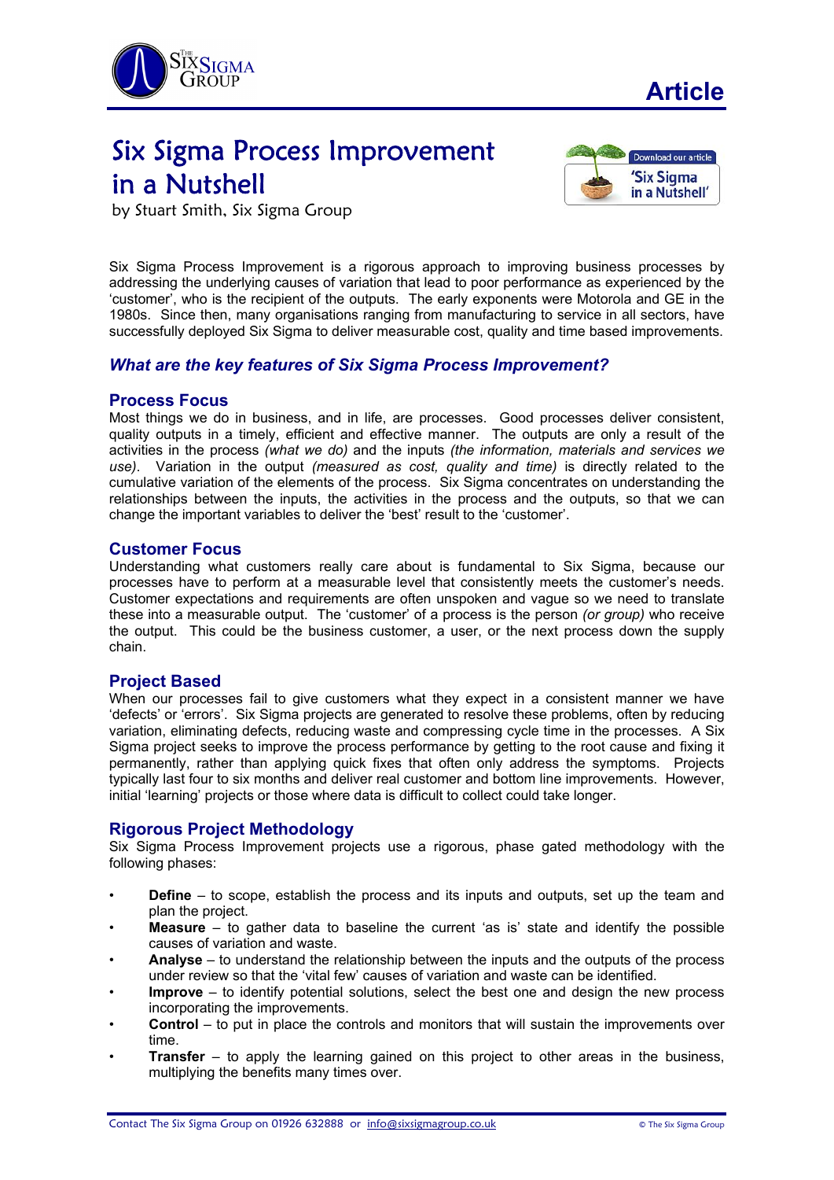Article

# Six Sigma Process Improvement in a Nutshell

by Stuart Smith, Six Sigma Group

Download our article 'Six Sigma in a Nutshell'

Six Sigma Process Improvement is a rigorous approach to improving business processes by addressing the underlying causes of variation that lead to poor performance as experienced by the 'customer', who is the recipient of the outputs. The early exponents were Motorola and GE in the 1980s. Since then, many organisations ranging from manufacturing to service in all sectors, have successfully deployed Six Sigma to deliver measurable cost, quality and time based improvements.

## *What are the key features of Six Sigma Process Improvement?*

### Process Focus

Most things we do in business, and in life, are processes. Good processes deliver consistent, quality outputs in a timely, efficient and effective manner. The outputs are only a result of the activities in the process *(what we do)* and the inputs *(the information, materials and services we use)*. Variation in the output *(measured as cost, quality and time)* is directly related to the cumulative variation of the elements of the process. Six Sigma concentrates on understanding the relationships between the inputs, the activities in the process and the outputs, so that we can change the important variables to deliver the 'best' result to the 'customer'.

### Customer Focus

Understanding what customers really care about is fundamental to Six Sigma, because our processes have to perform at a measurable level that consistently meets the customer's needs. Customer expectations and requirements are often unspoken and vague so we need to translate these into a measurable output. The 'customer' of a process is the person *(or group)* who receive the output. This could be the business customer, a user, or the next process down the supply chain.

### Project Based

When our processes fail to give customers what they expect in a consistent manner we have 'defects' or 'errors'. Six Sigma projects are generated to resolve these problems, often by reducing variation, eliminating defects, reducing waste and compressing cycle time in the processes. A Six Sigma project seeks to improve the process performance by getting to the root cause and fixing it permanently, rather than applying quick fixes that often only address the symptoms. Projects typically last four to six months and deliver real customer and bottom line improvements. However, initial 'learning' projects or those where data is difficult to collect could take longer.

### Rigorous Project Methodology

Six Sigma Process Improvement projects use a rigorous, phase gated methodology with the following phases:

- **Define** – to scope, establish the process and its inputs and outputs, set up the team and plan the project.
- **Measure** – to gather data to baseline the current 'as is' state and identify the possible causes of variation and waste.
- **Analyse** – to understand the relationship between the inputs and the outputs of the process under review so that the 'vital few' causes of variation and waste can be identified.
- **Improve** – to identify potential solutions, select the best one and design the new process incorporating the improvements.
- **Control** – to put in place the controls and monitors that will sustain the improvements over time.
- **Transfer** – to apply the learning gained on this project to other areas in the business, multiplying the benefits many times over.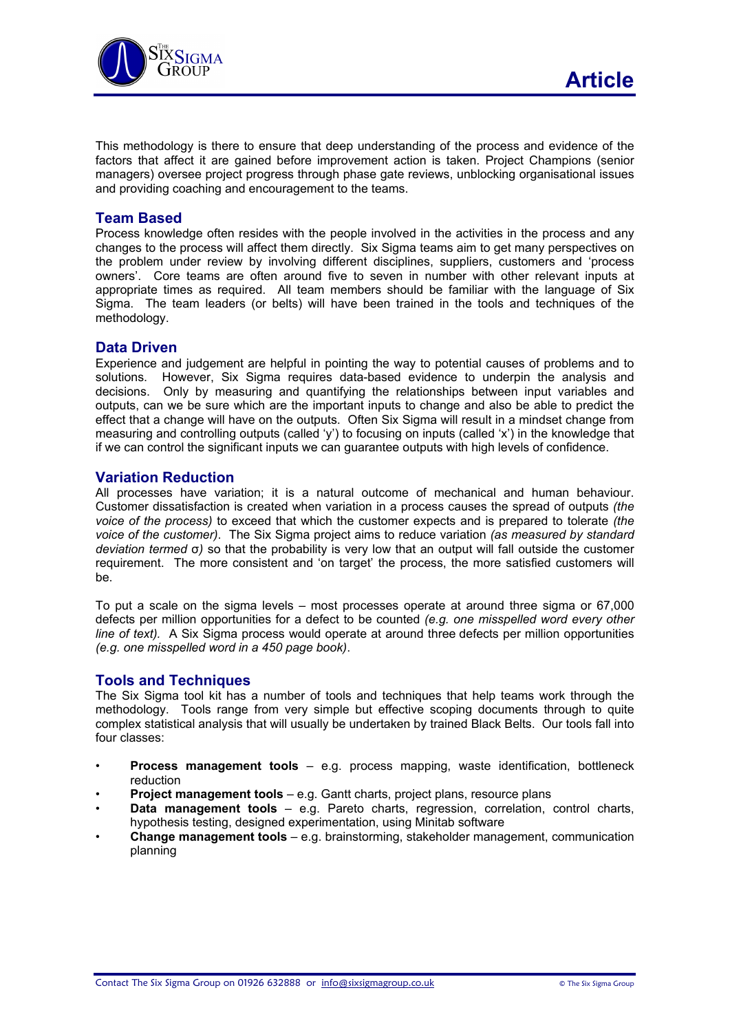This methodology is there to ensure that deep understanding of the process and evidence of the factors that affect it are gained before improvement action is taken. Project Champions (senior managers) oversee project progress through phase gate reviews, unblocking organisational issues and providing coaching and encouragement to the teams.

## Team Based

Process knowledge often resides with the people involved in the activities in the process and any changes to the process will affect them directly. Six Sigma teams aim to get many perspectives on the problem under review by involving different disciplines, suppliers, customers and 'process owners'. Core teams are often around five to seven in number with other relevant inputs at appropriate times as required. All team members should be familiar with the language of Six Sigma. The team leaders (or belts) will have been trained in the tools and techniques of the methodology.

## Data Driven

Experience and judgement are helpful in pointing the way to potential causes of problems and to solutions. However, Six Sigma requires data-based evidence to underpin the analysis and decisions. Only by measuring and quantifying the relationships between input variables and outputs, can we be sure which are the important inputs to change and also be able to predict the effect that a change will have on the outputs. Often Six Sigma will result in a mindset change from measuring and controlling outputs (called 'y') to focusing on inputs (called 'x') in the knowledge that if we can control the significant inputs we can guarantee outputs with high levels of confidence.

## Variation Reduction

All processes have variation; it is a natural outcome of mechanical and human behaviour. Customer dissatisfaction is created when variation in a process causes the spread of outputs *(the voice of the process)* to exceed that which the customer expects and is prepared to tolerate *(the voice of the customer)*. The Six Sigma project aims to reduce variation *(as measured by standard deviation termed* σ*)* so that the probability is very low that an output will fall outside the customer requirement. The more consistent and 'on target' the process, the more satisfied customers will be.

To put a scale on the sigma levels – most processes operate at around three sigma or 67,000 defects per million opportunities for a defect to be counted *(e.g. one misspelled word every other line of text)*. A Six Sigma process would operate at around three defects per million opportunities *(e.g. one misspelled word in a 450 page book)*.

## Tools and Techniques

The Six Sigma tool kit has a number of tools and techniques that help teams work through the methodology. Tools range from very simple but effective scoping documents through to quite complex statistical analysis that will usually be undertaken by trained Black Belts. Our tools fall into four classes:

- **Process management tools** – e.g. process mapping, waste identification, bottleneck reduction
- **Project management tools** – e.g. Gantt charts, project plans, resource plans
- **Data management tools** – e.g. Pareto charts, regression, correlation, control charts, hypothesis testing, designed experimentation, using Minitab software
- **Change management tools** – e.g. brainstorming, stakeholder management, communication planning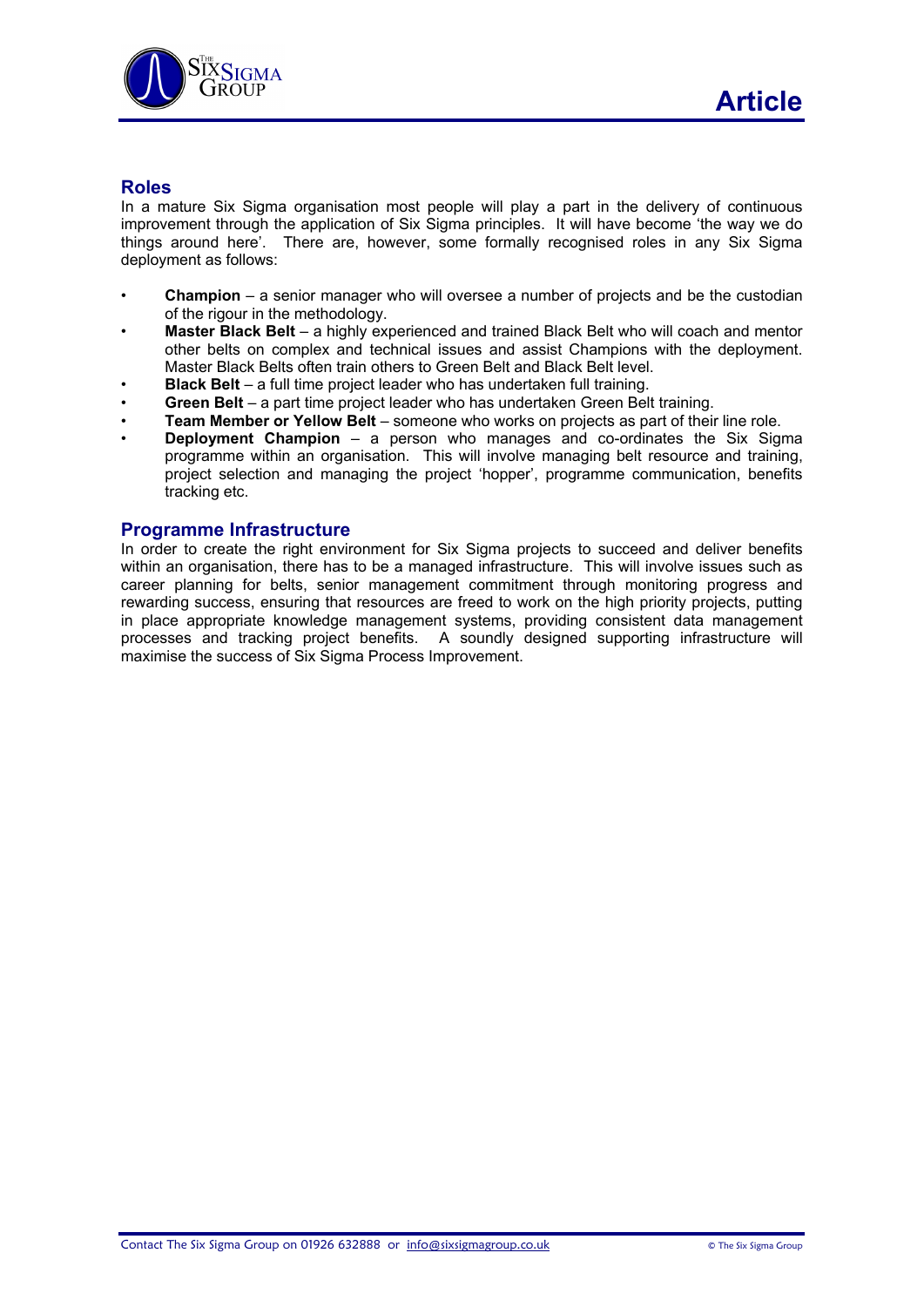## Roles

In a mature Six Sigma organisation most people will play a part in the delivery of continuous improvement through the application of Six Sigma principles. It will have become 'the way we do things around here'. There are, however, some formally recognised roles in any Six Sigma deployment as follows:

- **Champion** – a senior manager who will oversee a number of projects and be the custodian of the rigour in the methodology.
- **Master Black Belt** – a highly experienced and trained Black Belt who will coach and mentor other belts on complex and technical issues and assist Champions with the deployment. Master Black Belts often train others to Green Belt and Black Belt level.
- **Black Belt** – a full time project leader who has undertaken full training.
- **Green Belt** – a part time project leader who has undertaken Green Belt training.
- **Team Member or Yellow Belt** – someone who works on projects as part of their line role.
- **Deployment Champion** – a person who manages and co-ordinates the Six Sigma programme within an organisation. This will involve managing belt resource and training, project selection and managing the project 'hopper', programme communication, benefits tracking etc.

## Programme Infrastructure

In order to create the right environment for Six Sigma projects to succeed and deliver benefits within an organisation, there has to be a managed infrastructure. This will involve issues such as career planning for belts, senior management commitment through monitoring progress and rewarding success, ensuring that resources are freed to work on the high priority projects, putting in place appropriate knowledge management systems, providing consistent data management processes and tracking project benefits. A soundly designed supporting infrastructure will maximise the success of Six Sigma Process Improvement.